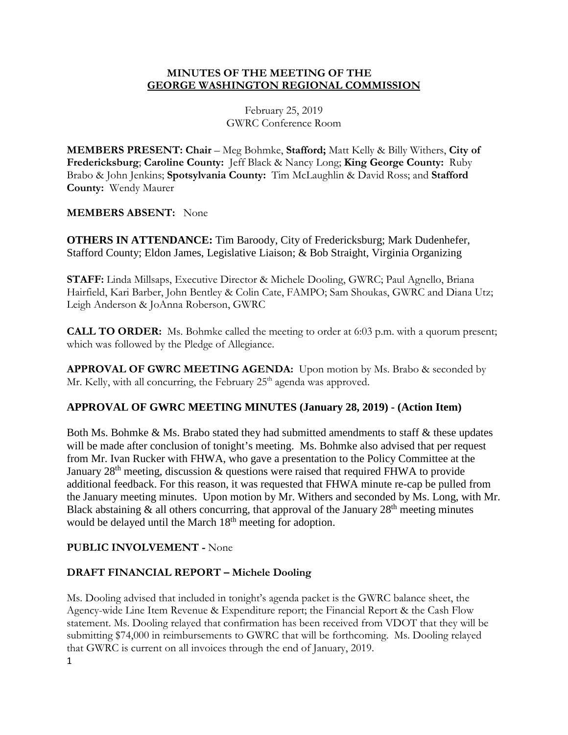# MINUTES OF THE MEETING OF THE GEORGE WASHINGTON REGIONAL COMMISSION

February 25, 2019
GWRC Conference Room

**MEMBERS PRESENT: Chair** – Meg Bohmke, **Stafford;** Matt Kelly & Billy Withers, **City of Fredericksburg**; **Caroline County:** Jeff Black & Nancy Long; **King George County:** Ruby Brabo & John Jenkins; **Spotsylvania County:** Tim McLaughlin & David Ross; and **Stafford County:** Wendy Maurer

**MEMBERS ABSENT:** None

**OTHERS IN ATTENDANCE:** Tim Baroody, City of Fredericksburg; Mark Dudenhefer, Stafford County; Eldon James, Legislative Liaison; & Bob Straight, Virginia Organizing

**STAFF:** Linda Millsaps, Executive Director & Michele Dooling, GWRC; Paul Agnello, Briana Hairfield, Kari Barber, John Bentley & Colin Cate, FAMPO; Sam Shoukas, GWRC and Diana Utz; Leigh Anderson & JoAnna Roberson, GWRC

**CALL TO ORDER:** Ms. Bohmke called the meeting to order at 6:03 p.m. with a quorum present; which was followed by the Pledge of Allegiance.

**APPROVAL OF GWRC MEETING AGENDA:** Upon motion by Ms. Brabo & seconded by Mr. Kelly, with all concurring, the February 25th agenda was approved.

## APPROVAL OF GWRC MEETING MINUTES (January 28, 2019) - (Action Item)

Both Ms. Bohmke & Ms. Brabo stated they had submitted amendments to staff & these updates will be made after conclusion of tonight's meeting. Ms. Bohmke also advised that per request from Mr. Ivan Rucker with FHWA, who gave a presentation to the Policy Committee at the January 28th meeting, discussion & questions were raised that required FHWA to provide additional feedback. For this reason, it was requested that FHWA minute re-cap be pulled from the January meeting minutes. Upon motion by Mr. Withers and seconded by Ms. Long, with Mr. Black abstaining & all others concurring, that approval of the January 28th meeting minutes would be delayed until the March 18th meeting for adoption.

## PUBLIC INVOLVEMENT - None

## DRAFT FINANCIAL REPORT – Michele Dooling

Ms. Dooling advised that included in tonight's agenda packet is the GWRC balance sheet, the Agency-wide Line Item Revenue & Expenditure report; the Financial Report & the Cash Flow statement. Ms. Dooling relayed that confirmation has been received from VDOT that they will be submitting $74,000 in reimbursements to GWRC that will be forthcoming. Ms. Dooling relayed that GWRC is current on all invoices through the end of January, 2019.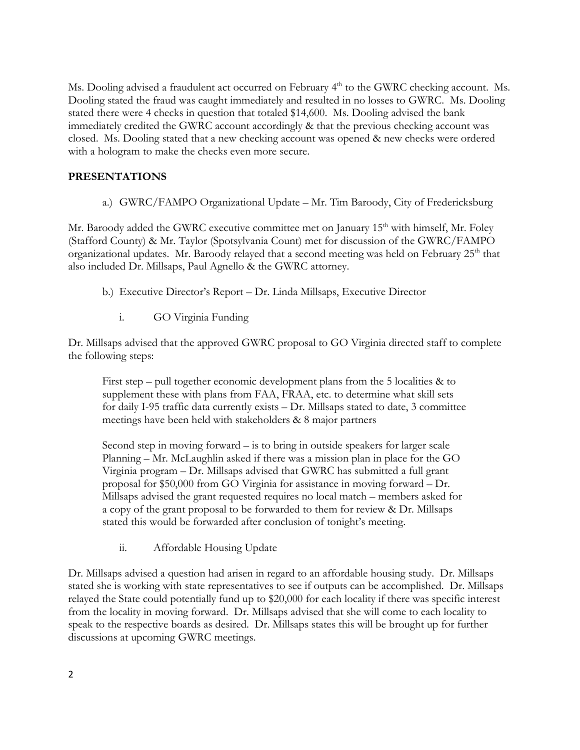Ms. Dooling advised a fraudulent act occurred on February 4th to the GWRC checking account. Ms. Dooling stated the fraud was caught immediately and resulted in no losses to GWRC. Ms. Dooling stated there were 4 checks in question that totaled $14,600. Ms. Dooling advised the bank immediately credited the GWRC account accordingly & that the previous checking account was closed. Ms. Dooling stated that a new checking account was opened & new checks were ordered with a hologram to make the checks even more secure.

## PRESENTATIONS

a.) GWRC/FAMPO Organizational Update – Mr. Tim Baroody, City of Fredericksburg

Mr. Baroody added the GWRC executive committee met on January 15th with himself, Mr. Foley (Stafford County) & Mr. Taylor (Spotsylvania Count) met for discussion of the GWRC/FAMPO organizational updates. Mr. Baroody relayed that a second meeting was held on February 25th that also included Dr. Millsaps, Paul Agnello & the GWRC attorney.

b.) Executive Director's Report – Dr. Linda Millsaps, Executive Director

i. GO Virginia Funding

Dr. Millsaps advised that the approved GWRC proposal to GO Virginia directed staff to complete the following steps:

First step – pull together economic development plans from the 5 localities & to supplement these with plans from FAA, FRAA, etc. to determine what skill sets for daily I-95 traffic data currently exists – Dr. Millsaps stated to date, 3 committee meetings have been held with stakeholders & 8 major partners

Second step in moving forward – is to bring in outside speakers for larger scale Planning – Mr. McLaughlin asked if there was a mission plan in place for the GO Virginia program – Dr. Millsaps advised that GWRC has submitted a full grant proposal for $50,000 from GO Virginia for assistance in moving forward – Dr. Millsaps advised the grant requested requires no local match – members asked for a copy of the grant proposal to be forwarded to them for review & Dr. Millsaps stated this would be forwarded after conclusion of tonight's meeting.

ii. Affordable Housing Update

Dr. Millsaps advised a question had arisen in regard to an affordable housing study. Dr. Millsaps stated she is working with state representatives to see if outputs can be accomplished. Dr. Millsaps relayed the State could potentially fund up to $20,000 for each locality if there was specific interest from the locality in moving forward. Dr. Millsaps advised that she will come to each locality to speak to the respective boards as desired. Dr. Millsaps states this will be brought up for further discussions at upcoming GWRC meetings.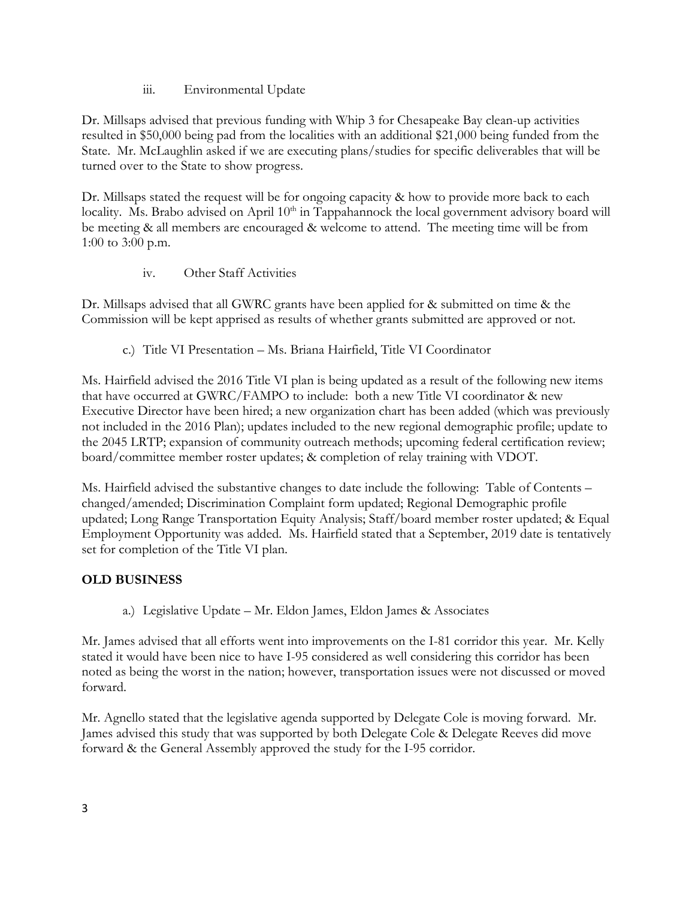iii. Environmental Update

Dr. Millsaps advised that previous funding with Whip 3 for Chesapeake Bay clean-up activities resulted in $50,000 being pad from the localities with an additional $21,000 being funded from the State. Mr. McLaughlin asked if we are executing plans/studies for specific deliverables that will be turned over to the State to show progress.

Dr. Millsaps stated the request will be for ongoing capacity & how to provide more back to each locality. Ms. Brabo advised on April 10th in Tappahannock the local government advisory board will be meeting & all members are encouraged & welcome to attend. The meeting time will be from 1:00 to 3:00 p.m.

iv. Other Staff Activities

Dr. Millsaps advised that all GWRC grants have been applied for & submitted on time & the Commission will be kept apprised as results of whether grants submitted are approved or not.

c.) Title VI Presentation – Ms. Briana Hairfield, Title VI Coordinator

Ms. Hairfield advised the 2016 Title VI plan is being updated as a result of the following new items that have occurred at GWRC/FAMPO to include: both a new Title VI coordinator & new Executive Director have been hired; a new organization chart has been added (which was previously not included in the 2016 Plan); updates included to the new regional demographic profile; update to the 2045 LRTP; expansion of community outreach methods; upcoming federal certification review; board/committee member roster updates; & completion of relay training with VDOT.

Ms. Hairfield advised the substantive changes to date include the following: Table of Contents – changed/amended; Discrimination Complaint form updated; Regional Demographic profile updated; Long Range Transportation Equity Analysis; Staff/board member roster updated; & Equal Employment Opportunity was added. Ms. Hairfield stated that a September, 2019 date is tentatively set for completion of the Title VI plan.

## OLD BUSINESS

a.) Legislative Update – Mr. Eldon James, Eldon James & Associates

Mr. James advised that all efforts went into improvements on the I-81 corridor this year. Mr. Kelly stated it would have been nice to have I-95 considered as well considering this corridor has been noted as being the worst in the nation; however, transportation issues were not discussed or moved forward.

Mr. Agnello stated that the legislative agenda supported by Delegate Cole is moving forward. Mr. James advised this study that was supported by both Delegate Cole & Delegate Reeves did move forward & the General Assembly approved the study for the I-95 corridor.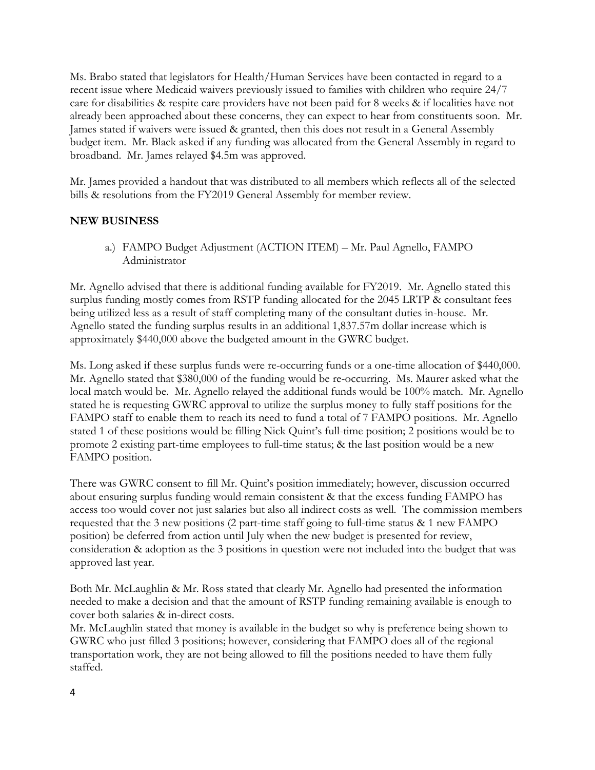Ms. Brabo stated that legislators for Health/Human Services have been contacted in regard to a recent issue where Medicaid waivers previously issued to families with children who require 24/7 care for disabilities & respite care providers have not been paid for 8 weeks & if localities have not already been approached about these concerns, they can expect to hear from constituents soon. Mr. James stated if waivers were issued & granted, then this does not result in a General Assembly budget item. Mr. Black asked if any funding was allocated from the General Assembly in regard to broadband. Mr. James relayed $4.5m was approved.

Mr. James provided a handout that was distributed to all members which reflects all of the selected bills & resolutions from the FY2019 General Assembly for member review.

## NEW BUSINESS

a.) FAMPO Budget Adjustment (ACTION ITEM) – Mr. Paul Agnello, FAMPO Administrator

Mr. Agnello advised that there is additional funding available for FY2019. Mr. Agnello stated this surplus funding mostly comes from RSTP funding allocated for the 2045 LRTP & consultant fees being utilized less as a result of staff completing many of the consultant duties in-house. Mr. Agnello stated the funding surplus results in an additional 1,837.57m dollar increase which is approximately $440,000 above the budgeted amount in the GWRC budget.

Ms. Long asked if these surplus funds were re-occurring funds or a one-time allocation of $440,000. Mr. Agnello stated that $380,000 of the funding would be re-occurring. Ms. Maurer asked what the local match would be. Mr. Agnello relayed the additional funds would be 100% match. Mr. Agnello stated he is requesting GWRC approval to utilize the surplus money to fully staff positions for the FAMPO staff to enable them to reach its need to fund a total of 7 FAMPO positions. Mr. Agnello stated 1 of these positions would be filling Nick Quint's full-time position; 2 positions would be to promote 2 existing part-time employees to full-time status; & the last position would be a new FAMPO position.

There was GWRC consent to fill Mr. Quint's position immediately; however, discussion occurred about ensuring surplus funding would remain consistent & that the excess funding FAMPO has access too would cover not just salaries but also all indirect costs as well. The commission members requested that the 3 new positions (2 part-time staff going to full-time status & 1 new FAMPO position) be deferred from action until July when the new budget is presented for review, consideration & adoption as the 3 positions in question were not included into the budget that was approved last year.

Both Mr. McLaughlin & Mr. Ross stated that clearly Mr. Agnello had presented the information needed to make a decision and that the amount of RSTP funding remaining available is enough to cover both salaries & in-direct costs.

Mr. McLaughlin stated that money is available in the budget so why is preference being shown to GWRC who just filled 3 positions; however, considering that FAMPO does all of the regional transportation work, they are not being allowed to fill the positions needed to have them fully staffed.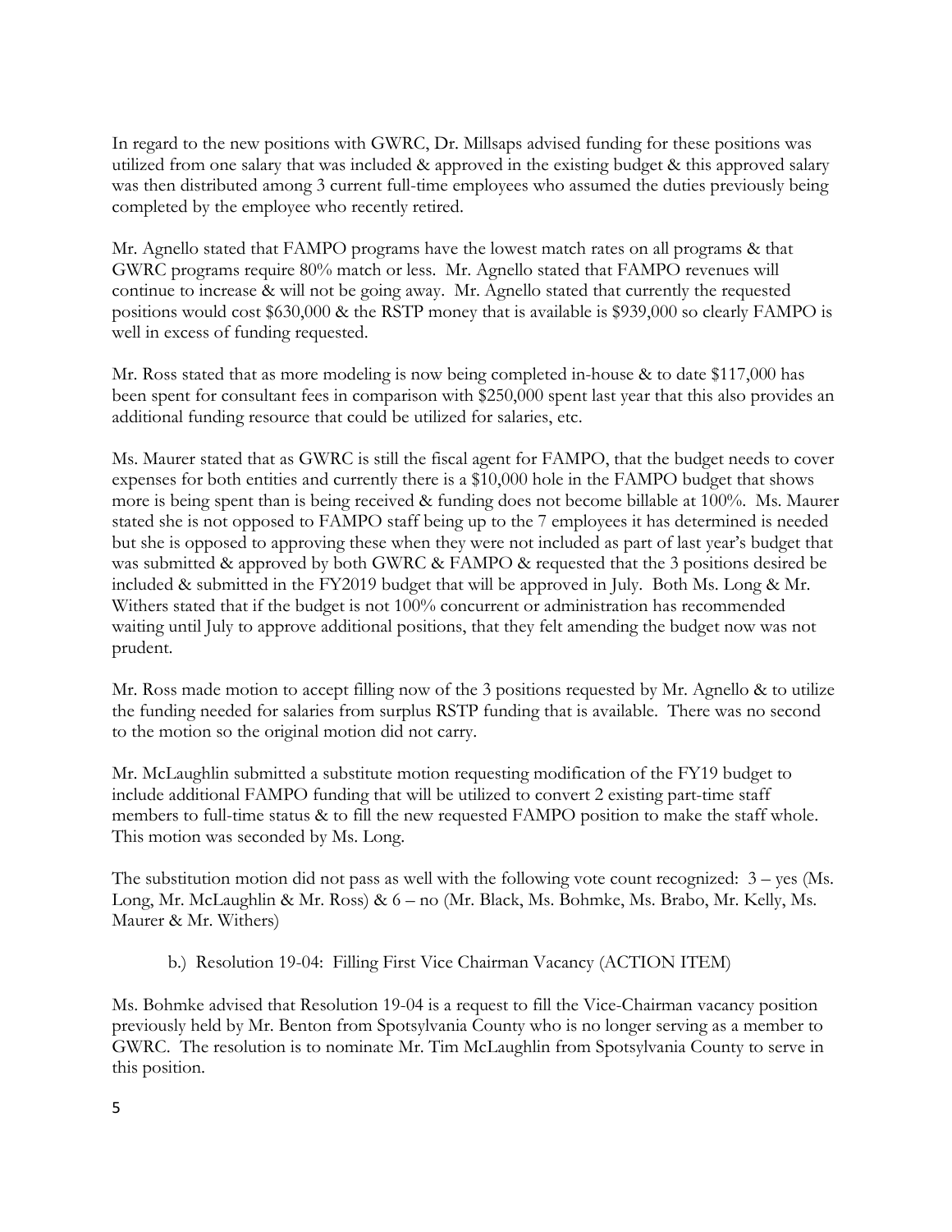In regard to the new positions with GWRC, Dr. Millsaps advised funding for these positions was utilized from one salary that was included & approved in the existing budget & this approved salary was then distributed among 3 current full-time employees who assumed the duties previously being completed by the employee who recently retired.

Mr. Agnello stated that FAMPO programs have the lowest match rates on all programs & that GWRC programs require 80% match or less. Mr. Agnello stated that FAMPO revenues will continue to increase & will not be going away. Mr. Agnello stated that currently the requested positions would cost $630,000 & the RSTP money that is available is $939,000 so clearly FAMPO is well in excess of funding requested.

Mr. Ross stated that as more modeling is now being completed in-house & to date $117,000 has been spent for consultant fees in comparison with $250,000 spent last year that this also provides an additional funding resource that could be utilized for salaries, etc.

Ms. Maurer stated that as GWRC is still the fiscal agent for FAMPO, that the budget needs to cover expenses for both entities and currently there is a $10,000 hole in the FAMPO budget that shows more is being spent than is being received & funding does not become billable at 100%. Ms. Maurer stated she is not opposed to FAMPO staff being up to the 7 employees it has determined is needed but she is opposed to approving these when they were not included as part of last year's budget that was submitted & approved by both GWRC & FAMPO & requested that the 3 positions desired be included & submitted in the FY2019 budget that will be approved in July. Both Ms. Long & Mr. Withers stated that if the budget is not 100% concurrent or administration has recommended waiting until July to approve additional positions, that they felt amending the budget now was not prudent.

Mr. Ross made motion to accept filling now of the 3 positions requested by Mr. Agnello & to utilize the funding needed for salaries from surplus RSTP funding that is available. There was no second to the motion so the original motion did not carry.

Mr. McLaughlin submitted a substitute motion requesting modification of the FY19 budget to include additional FAMPO funding that will be utilized to convert 2 existing part-time staff members to full-time status & to fill the new requested FAMPO position to make the staff whole. This motion was seconded by Ms. Long.

The substitution motion did not pass as well with the following vote count recognized: 3 – yes (Ms. Long, Mr. McLaughlin & Mr. Ross) & 6 – no (Mr. Black, Ms. Bohmke, Ms. Brabo, Mr. Kelly, Ms. Maurer & Mr. Withers)

b.) Resolution 19-04: Filling First Vice Chairman Vacancy (ACTION ITEM)

Ms. Bohmke advised that Resolution 19-04 is a request to fill the Vice-Chairman vacancy position previously held by Mr. Benton from Spotsylvania County who is no longer serving as a member to GWRC. The resolution is to nominate Mr. Tim McLaughlin from Spotsylvania County to serve in this position.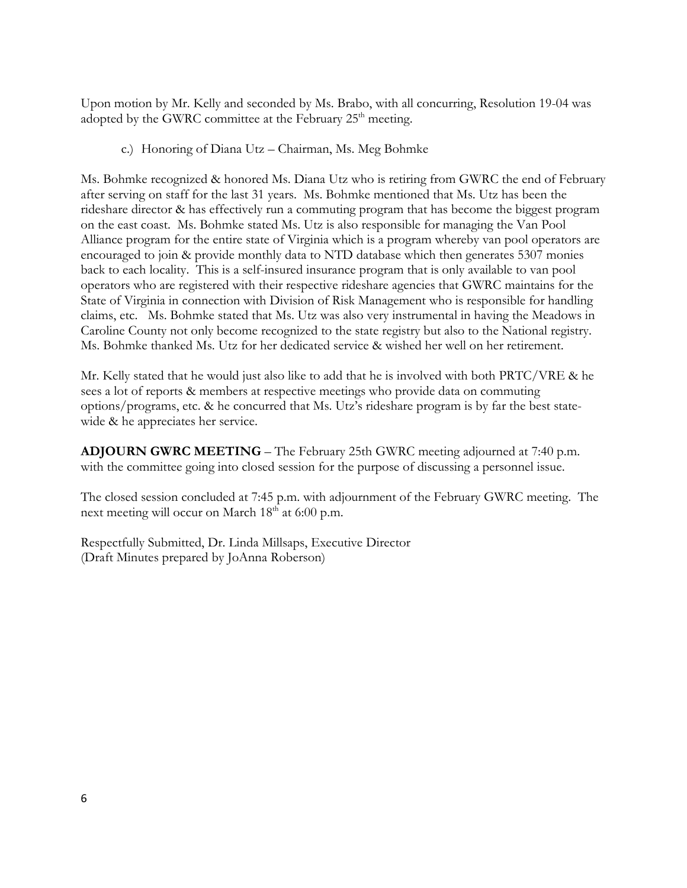Upon motion by Mr. Kelly and seconded by Ms. Brabo, with all concurring, Resolution 19-04 was adopted by the GWRC committee at the February 25th meeting.

c.) Honoring of Diana Utz – Chairman, Ms. Meg Bohmke

Ms. Bohmke recognized & honored Ms. Diana Utz who is retiring from GWRC the end of February after serving on staff for the last 31 years. Ms. Bohmke mentioned that Ms. Utz has been the rideshare director & has effectively run a commuting program that has become the biggest program on the east coast. Ms. Bohmke stated Ms. Utz is also responsible for managing the Van Pool Alliance program for the entire state of Virginia which is a program whereby van pool operators are encouraged to join & provide monthly data to NTD database which then generates 5307 monies back to each locality. This is a self-insured insurance program that is only available to van pool operators who are registered with their respective rideshare agencies that GWRC maintains for the State of Virginia in connection with Division of Risk Management who is responsible for handling claims, etc. Ms. Bohmke stated that Ms. Utz was also very instrumental in having the Meadows in Caroline County not only become recognized to the state registry but also to the National registry. Ms. Bohmke thanked Ms. Utz for her dedicated service & wished her well on her retirement.

Mr. Kelly stated that he would just also like to add that he is involved with both PRTC/VRE & he sees a lot of reports & members at respective meetings who provide data on commuting options/programs, etc. & he concurred that Ms. Utz's rideshare program is by far the best state-wide & he appreciates her service.

**ADJOURN GWRC MEETING** – The February 25th GWRC meeting adjourned at 7:40 p.m. with the committee going into closed session for the purpose of discussing a personnel issue.

The closed session concluded at 7:45 p.m. with adjournment of the February GWRC meeting. The next meeting will occur on March 18th at 6:00 p.m.

Respectfully Submitted, Dr. Linda Millsaps, Executive Director
(Draft Minutes prepared by JoAnna Roberson)